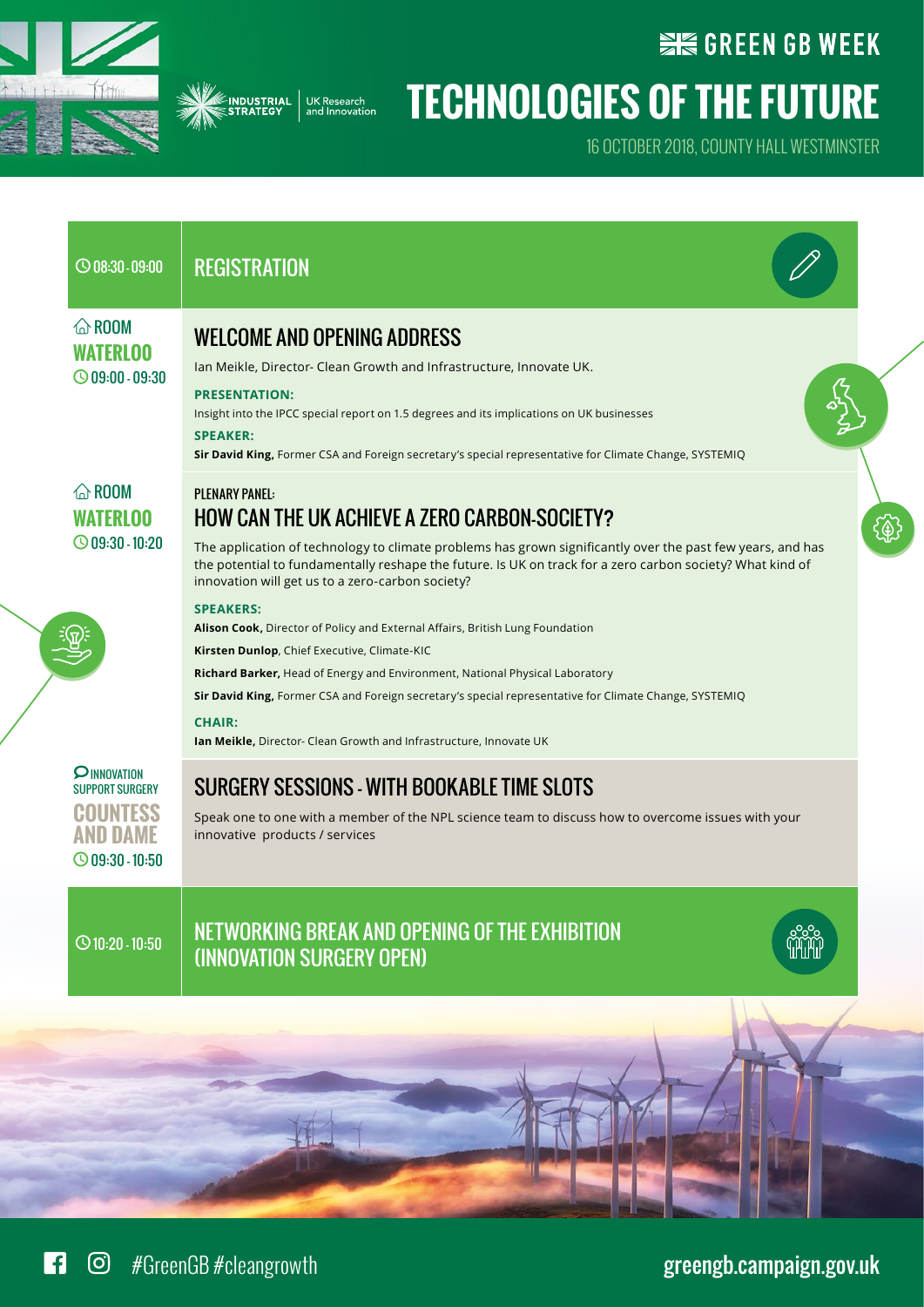GREEN GB WEEK

# TECHNOLOGIES OF THE FUTURE

16 OCTOBER 2018, COUNTY HALL WESTMINSTER

INDUSTRIAL STRATEGY | UK Research and Innovation

---

08:30 - 09:00

## REGISTRATION

---

ROOM **WATERLOO**
09:00 - 09:30

## WELCOME AND OPENING ADDRESS

Ian Meikle, Director- Clean Growth and Infrastructure, Innovate UK.

**PRESENTATION:**

Insight into the IPCC special report on 1.5 degrees and its implications on UK businesses

**SPEAKER:**

**Sir David King,** Former CSA and Foreign secretary's special representative for Climate Change, SYSTEMIQ

---

ROOM **WATERLOO**
09:30 - 10:20

PLENARY PANEL:

## HOW CAN THE UK ACHIEVE A ZERO CARBON-SOCIETY?

The application of technology to climate problems has grown significantly over the past few years, and has the potential to fundamentally reshape the future. Is UK on track for a zero carbon society? What kind of innovation will get us to a zero-carbon society?

**SPEAKERS:**

**Alison Cook,** Director of Policy and External Affairs, British Lung Foundation

**Kirsten Dunlop**, Chief Executive, Climate-KIC

**Richard Barker,** Head of Energy and Environment, National Physical Laboratory

**Sir David King,** Former CSA and Foreign secretary's special representative for Climate Change, SYSTEMIQ

**CHAIR:**

**Ian Meikle,** Director- Clean Growth and Infrastructure, Innovate UK

---

INNOVATION SUPPORT SURGERY **COUNTESS AND DAME**
09:30 - 10:50

## SURGERY SESSIONS - WITH BOOKABLE TIME SLOTS

Speak one to one with a member of the NPL science team to discuss how to overcome issues with your innovative products / services

---

10:20 - 10:50

## NETWORKING BREAK AND OPENING OF THE EXHIBITION (INNOVATION SURGERY OPEN)

---

#GreenGB #cleangrowth

**greengb.campaign.gov.uk**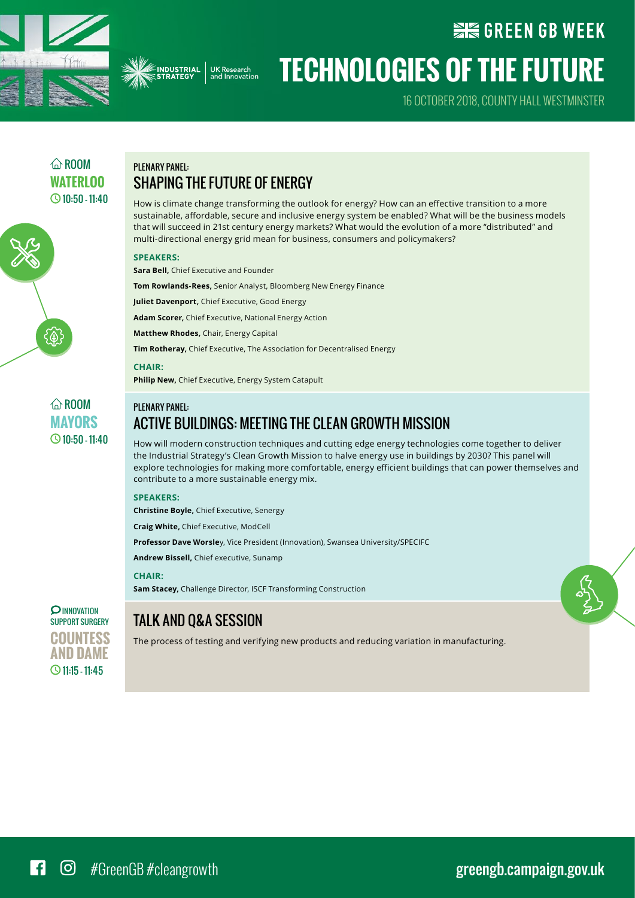# GREEN GB WEEK

# TECHNOLOGIES OF THE FUTURE

16 OCTOBER 2018, COUNTY HALL WESTMINSTER

ROOM **WATERLOO**
10:50 - 11:40

## PLENARY PANEL: SHAPING THE FUTURE OF ENERGY

How is climate change transforming the outlook for energy? How can an effective transition to a more sustainable, affordable, secure and inclusive energy system be enabled? What will be the business models that will succeed in 21st century energy markets? What would the evolution of a more "distributed" and multi-directional energy grid mean for business, consumers and policymakers?

**SPEAKERS:**

**Sara Bell,** Chief Executive and Founder

**Tom Rowlands-Rees,** Senior Analyst, Bloomberg New Energy Finance

**Juliet Davenport,** Chief Executive, Good Energy

**Adam Scorer,** Chief Executive, National Energy Action

**Matthew Rhodes,** Chair, Energy Capital

**Tim Rotheray,** Chief Executive, The Association for Decentralised Energy

**CHAIR:**

**Philip New,** Chief Executive, Energy System Catapult

ROOM **MAYORS**
10:50 - 11:40

## PLENARY PANEL: ACTIVE BUILDINGS: MEETING THE CLEAN GROWTH MISSION

How will modern construction techniques and cutting edge energy technologies come together to deliver the Industrial Strategy's Clean Growth Mission to halve energy use in buildings by 2030? This panel will explore technologies for making more comfortable, energy efficient buildings that can power themselves and contribute to a more sustainable energy mix.

**SPEAKERS:**

**Christine Boyle,** Chief Executive, Senergy

**Craig White,** Chief Executive, ModCell

**Professor Dave Worsley**, Vice President (Innovation), Swansea University/SPECIFC

**Andrew Bissell,** Chief executive, Sunamp

**CHAIR:**

**Sam Stacey,** Challenge Director, ISCF Transforming Construction

INNOVATION SUPPORT SURGERY **COUNTESS AND DAME**
11:15 - 11:45

## TALK AND Q&A SESSION

The process of testing and verifying new products and reducing variation in manufacturing.

#GreenGB #cleangrowth

greengb.campaign.gov.uk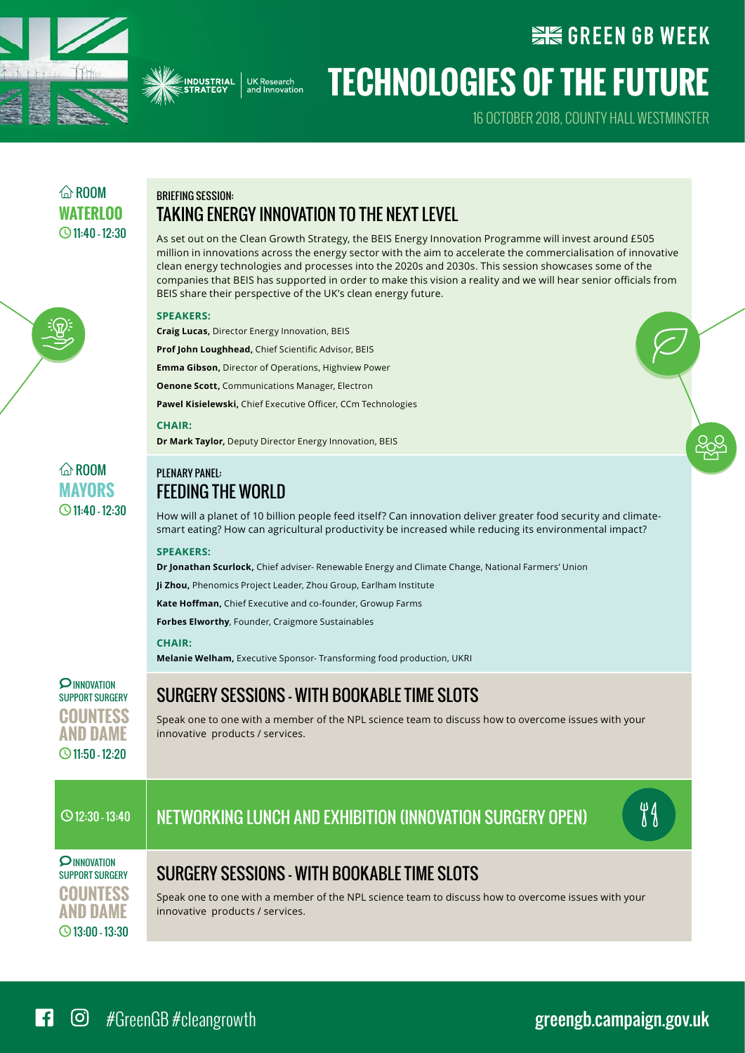# GREEN GB WEEK

# TECHNOLOGIES OF THE FUTURE

16 OCTOBER 2018, COUNTY HALL WESTMINSTER

ROOM **WATERLOO** 11:40 - 12:30

BRIEFING SESSION:

## TAKING ENERGY INNOVATION TO THE NEXT LEVEL

As set out on the Clean Growth Strategy, the BEIS Energy Innovation Programme will invest around £505 million in innovations across the energy sector with the aim to accelerate the commercialisation of innovative clean energy technologies and processes into the 2020s and 2030s. This session showcases some of the companies that BEIS has supported in order to make this vision a reality and we will hear senior officials from BEIS share their perspective of the UK's clean energy future.

**SPEAKERS:**

**Craig Lucas,** Director Energy Innovation, BEIS

**Prof John Loughhead,** Chief Scientific Advisor, BEIS

**Emma Gibson,** Director of Operations, Highview Power

**Oenone Scott,** Communications Manager, Electron

**Pawel Kisielewski,** Chief Executive Officer, CCm Technologies

**CHAIR:**

**Dr Mark Taylor,** Deputy Director Energy Innovation, BEIS

ROOM **MAYORS** 11:40 - 12:30

PLENARY PANEL:

## FEEDING THE WORLD

How will a planet of 10 billion people feed itself? Can innovation deliver greater food security and climate-smart eating? How can agricultural productivity be increased while reducing its environmental impact?

**SPEAKERS:**

**Dr Jonathan Scurlock,** Chief adviser- Renewable Energy and Climate Change, National Farmers' Union

**Ji Zhou,** Phenomics Project Leader, Zhou Group, Earlham Institute

**Kate Hoffman,** Chief Executive and co-founder, Growup Farms

**Forbes Elworthy**, Founder, Craigmore Sustainables

**CHAIR:**

**Melanie Welham,** Executive Sponsor- Transforming food production, UKRI

INNOVATION SUPPORT SURGERY **COUNTESS AND DAME** 11:50 - 12:20

## SURGERY SESSIONS - WITH BOOKABLE TIME SLOTS

Speak one to one with a member of the NPL science team to discuss how to overcome issues with your innovative products / services.

12:30 - 13:40

## NETWORKING LUNCH AND EXHIBITION (INNOVATION SURGERY OPEN)

INNOVATION SUPPORT SURGERY **COUNTESS AND DAME** 13:00 - 13:30

## SURGERY SESSIONS - WITH BOOKABLE TIME SLOTS

Speak one to one with a member of the NPL science team to discuss how to overcome issues with your innovative products / services.

#GreenGB #cleangrowth

greengb.campaign.gov.uk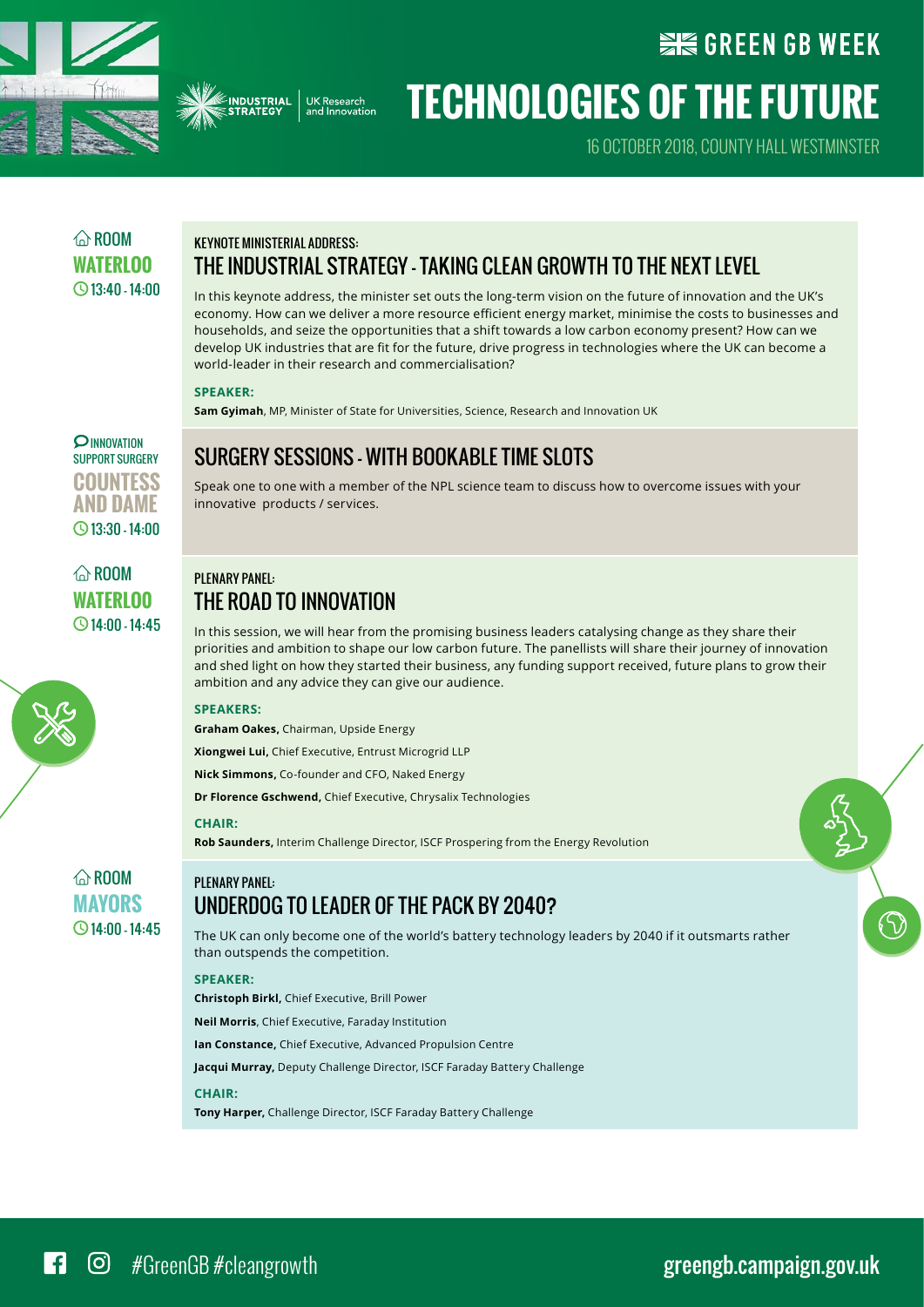GREEN GB WEEK

# TECHNOLOGIES OF THE FUTURE

16 OCTOBER 2018, COUNTY HALL WESTMINSTER

ROOM **WATERLOO** 13:40 - 14:00

KEYNOTE MINISTERIAL ADDRESS:

## THE INDUSTRIAL STRATEGY - TAKING CLEAN GROWTH TO THE NEXT LEVEL

In this keynote address, the minister set outs the long-term vision on the future of innovation and the UK's economy. How can we deliver a more resource efficient energy market, minimise the costs to businesses and households, and seize the opportunities that a shift towards a low carbon economy present? How can we develop UK industries that are fit for the future, drive progress in technologies where the UK can become a world-leader in their research and commercialisation?

**SPEAKER:**

**Sam Gyimah**, MP, Minister of State for Universities, Science, Research and Innovation UK

INNOVATION SUPPORT SURGERY **COUNTESS AND DAME** 13:30 - 14:00

## SURGERY SESSIONS - WITH BOOKABLE TIME SLOTS

Speak one to one with a member of the NPL science team to discuss how to overcome issues with your innovative products / services.

ROOM **WATERLOO** 14:00 - 14:45

PLENARY PANEL:

## THE ROAD TO INNOVATION

In this session, we will hear from the promising business leaders catalysing change as they share their priorities and ambition to shape our low carbon future. The panellists will share their journey of innovation and shed light on how they started their business, any funding support received, future plans to grow their ambition and any advice they can give our audience.

**SPEAKERS:**

**Graham Oakes,** Chairman, Upside Energy

**Xiongwei Lui,** Chief Executive, Entrust Microgrid LLP

**Nick Simmons,** Co-founder and CFO, Naked Energy

**Dr Florence Gschwend,** Chief Executive, Chrysalix Technologies

**CHAIR:**

**Rob Saunders,** Interim Challenge Director, ISCF Prospering from the Energy Revolution

ROOM **MAYORS** 14:00 - 14:45

PLENARY PANEL:

## UNDERDOG TO LEADER OF THE PACK BY 2040?

The UK can only become one of the world's battery technology leaders by 2040 if it outsmarts rather than outspends the competition.

**SPEAKER:**

**Christoph Birkl,** Chief Executive, Brill Power

**Neil Morris**, Chief Executive, Faraday Institution

**Ian Constance,** Chief Executive, Advanced Propulsion Centre

**Jacqui Murray,** Deputy Challenge Director, ISCF Faraday Battery Challenge

**CHAIR:**

**Tony Harper,** Challenge Director, ISCF Faraday Battery Challenge

#GreenGB #cleangrowth

greengb.campaign.gov.uk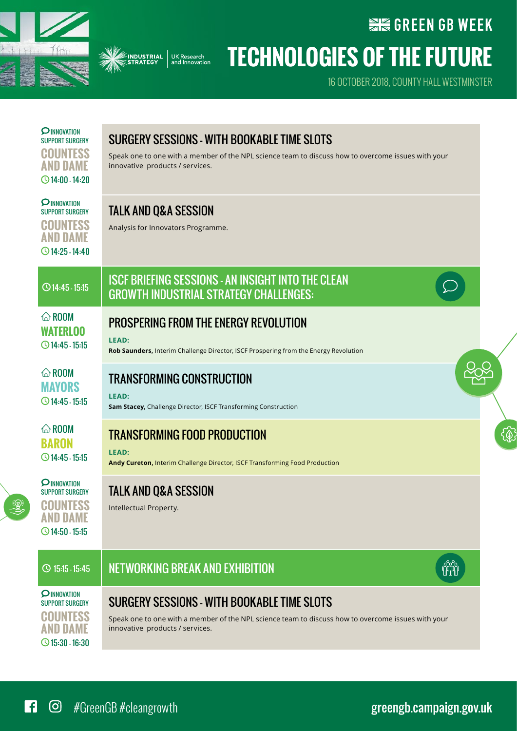GREEN GB WEEK

# TECHNOLOGIES OF THE FUTURE

16 OCTOBER 2018, COUNTY HALL WESTMINSTER

INNOVATION SUPPORT SURGERY
**COUNTESS AND DAME**
14:00 - 14:20

## SURGERY SESSIONS - WITH BOOKABLE TIME SLOTS

Speak one to one with a member of the NPL science team to discuss how to overcome issues with your innovative products / services.

INNOVATION SUPPORT SURGERY
**COUNTESS AND DAME**
14:25 - 14:40

## TALK AND Q&A SESSION

Analysis for Innovators Programme.

14:45 - 15:15

## ISCF BRIEFING SESSIONS - AN INSIGHT INTO THE CLEAN GROWTH INDUSTRIAL STRATEGY CHALLENGES:

ROOM
**WATERLOO**
14:45 - 15:15

### PROSPERING FROM THE ENERGY REVOLUTION

**LEAD:**
**Rob Saunders,** Interim Challenge Director, ISCF Prospering from the Energy Revolution

ROOM
**MAYORS**
14:45 - 15:15

### TRANSFORMING CONSTRUCTION

**LEAD:**
**Sam Stacey,** Challenge Director, ISCF Transforming Construction

ROOM
**BARON**
14:45 - 15:15

### TRANSFORMING FOOD PRODUCTION

**LEAD:**
**Andy Cureton,** Interim Challenge Director, ISCF Transforming Food Production

INNOVATION SUPPORT SURGERY
**COUNTESS AND DAME**
14:50 - 15:15

## TALK AND Q&A SESSION

Intellectual Property.

15:15 - 15:45

## NETWORKING BREAK AND EXHIBITION

INNOVATION SUPPORT SURGERY
**COUNTESS AND DAME**
15:30 - 16:30

## SURGERY SESSIONS - WITH BOOKABLE TIME SLOTS

Speak one to one with a member of the NPL science team to discuss how to overcome issues with your innovative products / services.

#GreenGB #cleangrowth

greengb.campaign.gov.uk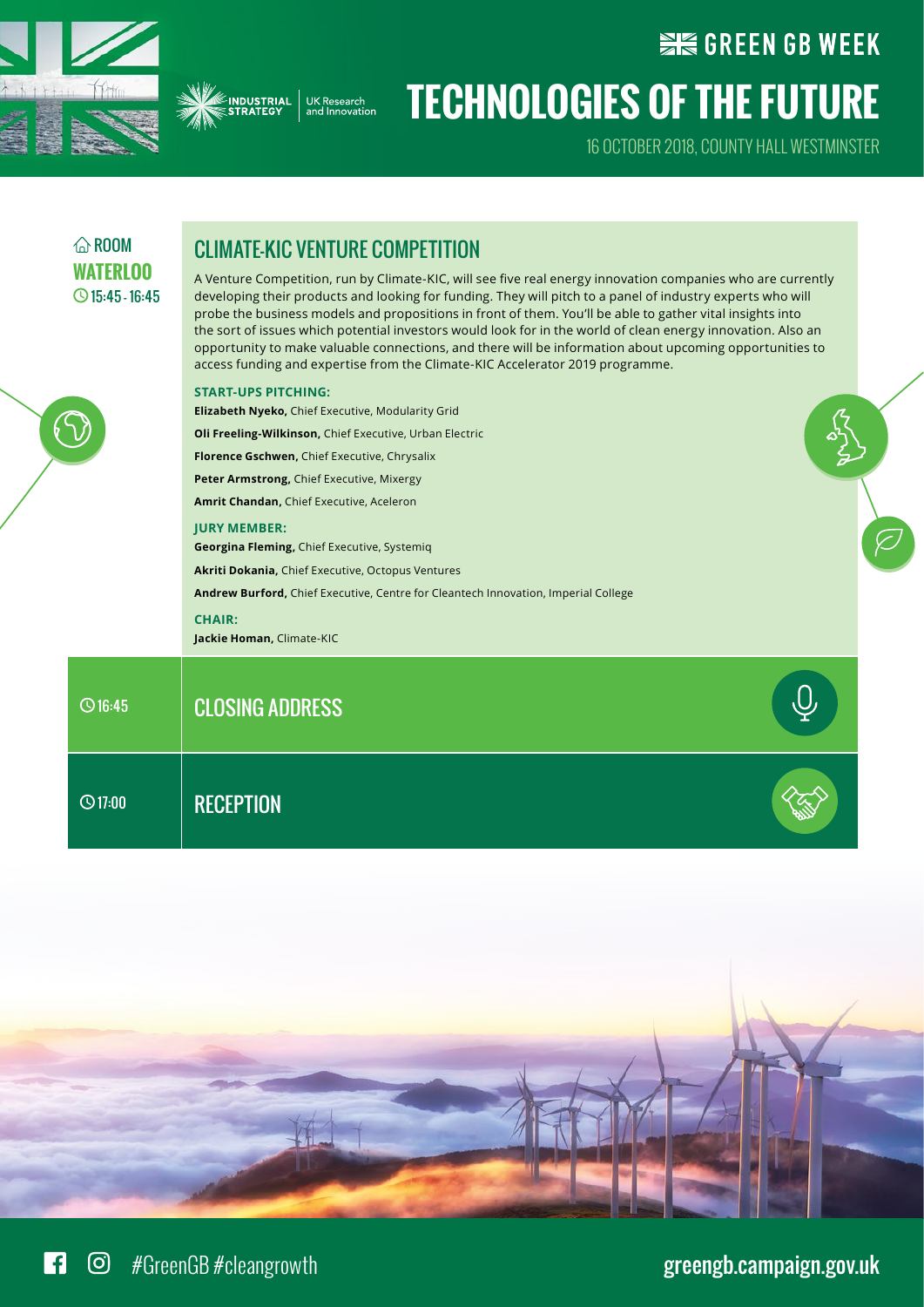GREEN GB WEEK

# TECHNOLOGIES OF THE FUTURE

16 OCTOBER 2018, COUNTY HALL WESTMINSTER

ROOM **WATERLOO**
15:45 - 16:45

## CLIMATE-KIC VENTURE COMPETITION

A Venture Competition, run by Climate-KIC, will see five real energy innovation companies who are currently developing their products and looking for funding. They will pitch to a panel of industry experts who will probe the business models and propositions in front of them. You'll be able to gather vital insights into the sort of issues which potential investors would look for in the world of clean energy innovation. Also an opportunity to make valuable connections, and there will be information about upcoming opportunities to access funding and expertise from the Climate-KIC Accelerator 2019 programme.

**START-UPS PITCHING:**

**Elizabeth Nyeko,** Chief Executive, Modularity Grid

**Oli Freeling-Wilkinson,** Chief Executive, Urban Electric

**Florence Gschwen,** Chief Executive, Chrysalix

**Peter Armstrong,** Chief Executive, Mixergy

**Amrit Chandan,** Chief Executive, Aceleron

**JURY MEMBER:**

**Georgina Fleming,** Chief Executive, Systemiq

**Akriti Dokania,** Chief Executive, Octopus Ventures

**Andrew Burford,** Chief Executive, Centre for Cleantech Innovation, Imperial College

**CHAIR:**

**Jackie Homan,** Climate-KIC

16:45 **CLOSING ADDRESS**

17:00 **RECEPTION**

#GreenGB #cleangrowth

greengb.campaign.gov.uk